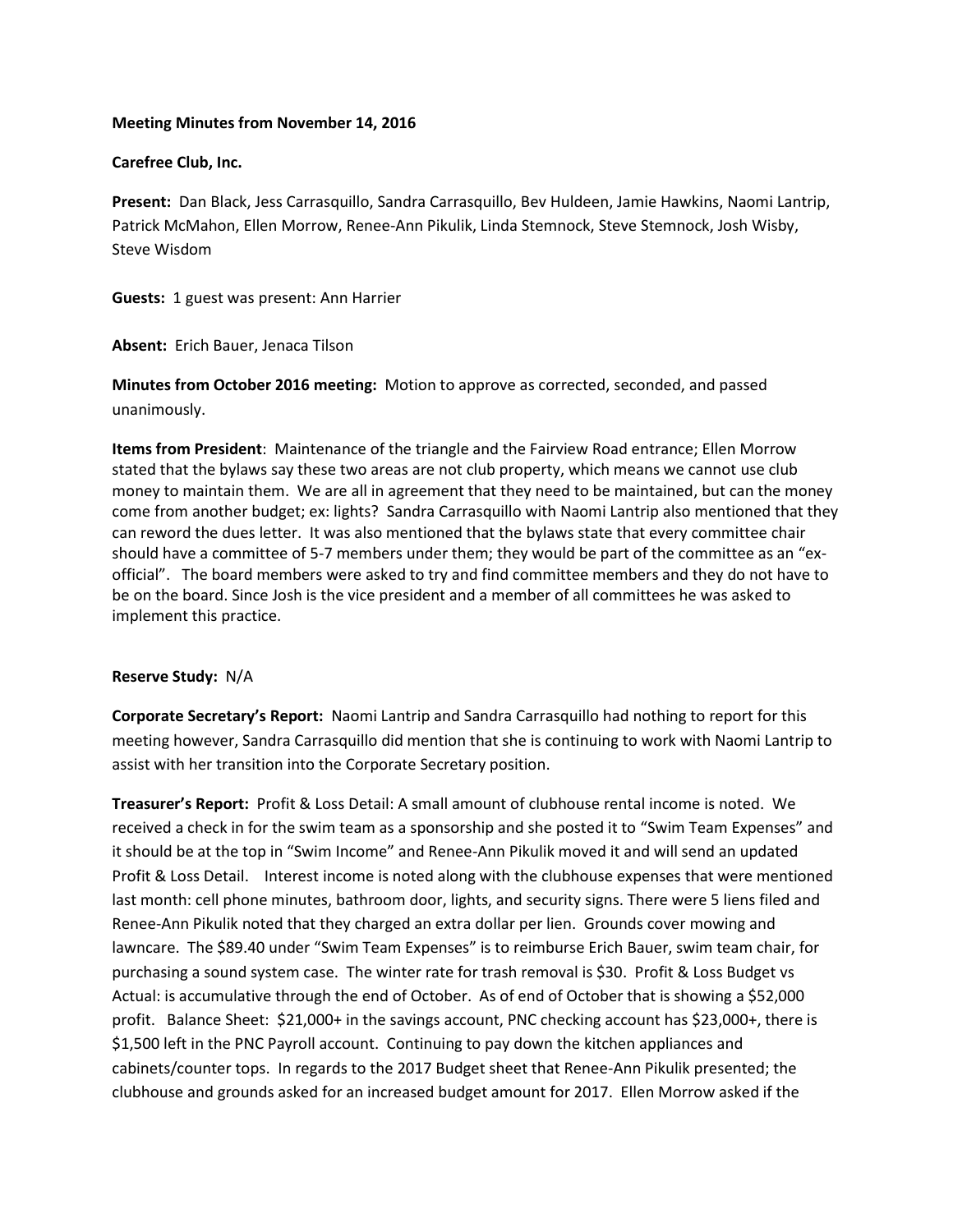**Meeting Minutes from November 14, 2016**

**Carefree Club, Inc.**

**Present:** Dan Black, Jess Carrasquillo, Sandra Carrasquillo, Bev Huldeen, Jamie Hawkins, Naomi Lantrip, Patrick McMahon, Ellen Morrow, Renee-Ann Pikulik, Linda Stemnock, Steve Stemnock, Josh Wisby, Steve Wisdom

**Guests:** 1 guest was present: Ann Harrier

**Absent:** Erich Bauer, Jenaca Tilson

**Minutes from October 2016 meeting:** Motion to approve as corrected, seconded, and passed unanimously.

**Items from President**: Maintenance of the triangle and the Fairview Road entrance; Ellen Morrow stated that the bylaws say these two areas are not club property, which means we cannot use club money to maintain them. We are all in agreement that they need to be maintained, but can the money come from another budget; ex: lights? Sandra Carrasquillo with Naomi Lantrip also mentioned that they can reword the dues letter. It was also mentioned that the bylaws state that every committee chair should have a committee of 5-7 members under them; they would be part of the committee as an "ex-official". The board members were asked to try and find committee members and they do not have to be on the board. Since Josh is the vice president and a member of all committees he was asked to implement this practice.

**Reserve Study:** N/A

**Corporate Secretary's Report:** Naomi Lantrip and Sandra Carrasquillo had nothing to report for this meeting however, Sandra Carrasquillo did mention that she is continuing to work with Naomi Lantrip to assist with her transition into the Corporate Secretary position.

**Treasurer's Report:** Profit & Loss Detail: A small amount of clubhouse rental income is noted. We received a check in for the swim team as a sponsorship and she posted it to "Swim Team Expenses" and it should be at the top in "Swim Income" and Renee-Ann Pikulik moved it and will send an updated Profit & Loss Detail. Interest income is noted along with the clubhouse expenses that were mentioned last month: cell phone minutes, bathroom door, lights, and security signs. There were 5 liens filed and Renee-Ann Pikulik noted that they charged an extra dollar per lien. Grounds cover mowing and lawncare. The $89.40 under "Swim Team Expenses" is to reimburse Erich Bauer, swim team chair, for purchasing a sound system case. The winter rate for trash removal is $30. Profit & Loss Budget vs Actual: is accumulative through the end of October. As of end of October that is showing a $52,000 profit. Balance Sheet: $21,000+ in the savings account, PNC checking account has $23,000+, there is $1,500 left in the PNC Payroll account. Continuing to pay down the kitchen appliances and cabinets/counter tops. In regards to the 2017 Budget sheet that Renee-Ann Pikulik presented; the clubhouse and grounds asked for an increased budget amount for 2017. Ellen Morrow asked if the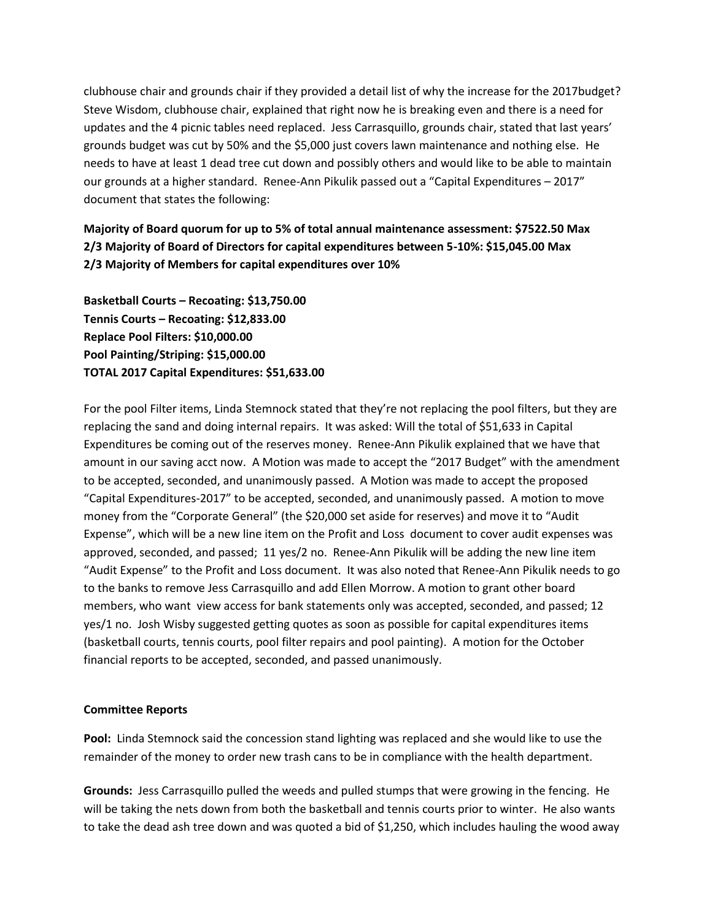clubhouse chair and grounds chair if they provided a detail list of why the increase for the 2017budget? Steve Wisdom, clubhouse chair, explained that right now he is breaking even and there is a need for updates and the 4 picnic tables need replaced. Jess Carrasquillo, grounds chair, stated that last years' grounds budget was cut by 50% and the $5,000 just covers lawn maintenance and nothing else. He needs to have at least 1 dead tree cut down and possibly others and would like to be able to maintain our grounds at a higher standard. Renee-Ann Pikulik passed out a "Capital Expenditures – 2017" document that states the following:

**Majority of Board quorum for up to 5% of total annual maintenance assessment: $7522.50 Max**
**2/3 Majority of Board of Directors for capital expenditures between 5-10%: $15,045.00 Max**
**2/3 Majority of Members for capital expenditures over 10%**

**Basketball Courts – Recoating: $13,750.00**
**Tennis Courts – Recoating: $12,833.00**
**Replace Pool Filters: $10,000.00**
**Pool Painting/Striping: $15,000.00**
**TOTAL 2017 Capital Expenditures: $51,633.00**

For the pool Filter items, Linda Stemnock stated that they're not replacing the pool filters, but they are replacing the sand and doing internal repairs. It was asked: Will the total of $51,633 in Capital Expenditures be coming out of the reserves money. Renee-Ann Pikulik explained that we have that amount in our saving acct now. A Motion was made to accept the "2017 Budget" with the amendment to be accepted, seconded, and unanimously passed. A Motion was made to accept the proposed "Capital Expenditures-2017" to be accepted, seconded, and unanimously passed. A motion to move money from the "Corporate General" (the $20,000 set aside for reserves) and move it to "Audit Expense", which will be a new line item on the Profit and Loss document to cover audit expenses was approved, seconded, and passed; 11 yes/2 no. Renee-Ann Pikulik will be adding the new line item "Audit Expense" to the Profit and Loss document. It was also noted that Renee-Ann Pikulik needs to go to the banks to remove Jess Carrasquillo and add Ellen Morrow. A motion to grant other board members, who want view access for bank statements only was accepted, seconded, and passed; 12 yes/1 no. Josh Wisby suggested getting quotes as soon as possible for capital expenditures items (basketball courts, tennis courts, pool filter repairs and pool painting). A motion for the October financial reports to be accepted, seconded, and passed unanimously.

**Committee Reports**

**Pool:** Linda Stemnock said the concession stand lighting was replaced and she would like to use the remainder of the money to order new trash cans to be in compliance with the health department.

**Grounds:** Jess Carrasquillo pulled the weeds and pulled stumps that were growing in the fencing. He will be taking the nets down from both the basketball and tennis courts prior to winter. He also wants to take the dead ash tree down and was quoted a bid of $1,250, which includes hauling the wood away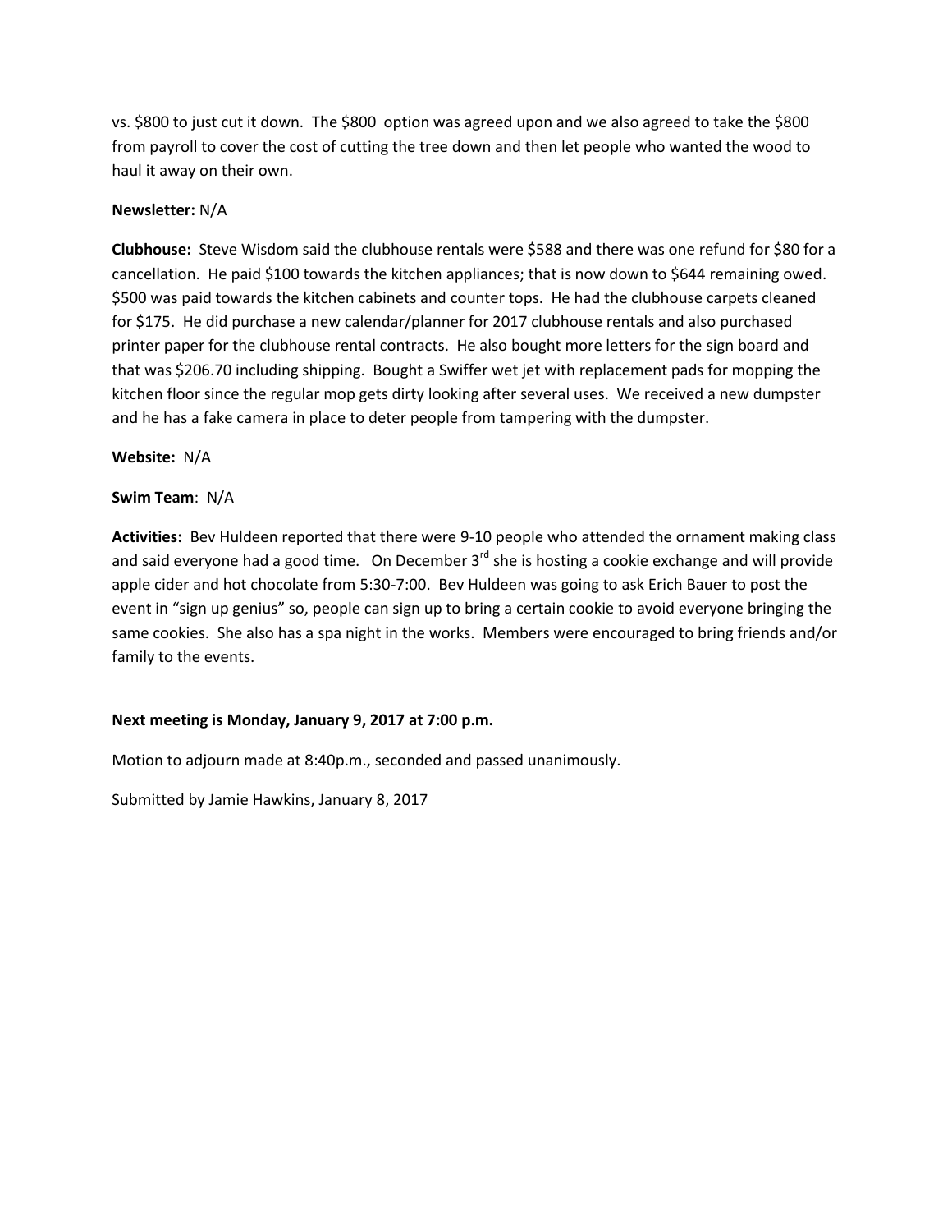vs. $800 to just cut it down. The $800 option was agreed upon and we also agreed to take the $800 from payroll to cover the cost of cutting the tree down and then let people who wanted the wood to haul it away on their own.

**Newsletter:** N/A

**Clubhouse:** Steve Wisdom said the clubhouse rentals were $588 and there was one refund for $80 for a cancellation. He paid $100 towards the kitchen appliances; that is now down to $644 remaining owed. $500 was paid towards the kitchen cabinets and counter tops. He had the clubhouse carpets cleaned for $175. He did purchase a new calendar/planner for 2017 clubhouse rentals and also purchased printer paper for the clubhouse rental contracts. He also bought more letters for the sign board and that was $206.70 including shipping. Bought a Swiffer wet jet with replacement pads for mopping the kitchen floor since the regular mop gets dirty looking after several uses. We received a new dumpster and he has a fake camera in place to deter people from tampering with the dumpster.

**Website:** N/A

**Swim Team**: N/A

**Activities:** Bev Huldeen reported that there were 9-10 people who attended the ornament making class and said everyone had a good time. On December 3rd she is hosting a cookie exchange and will provide apple cider and hot chocolate from 5:30-7:00. Bev Huldeen was going to ask Erich Bauer to post the event in "sign up genius" so, people can sign up to bring a certain cookie to avoid everyone bringing the same cookies. She also has a spa night in the works. Members were encouraged to bring friends and/or family to the events.

**Next meeting is Monday, January 9, 2017 at 7:00 p.m.**

Motion to adjourn made at 8:40p.m., seconded and passed unanimously.

Submitted by Jamie Hawkins, January 8, 2017